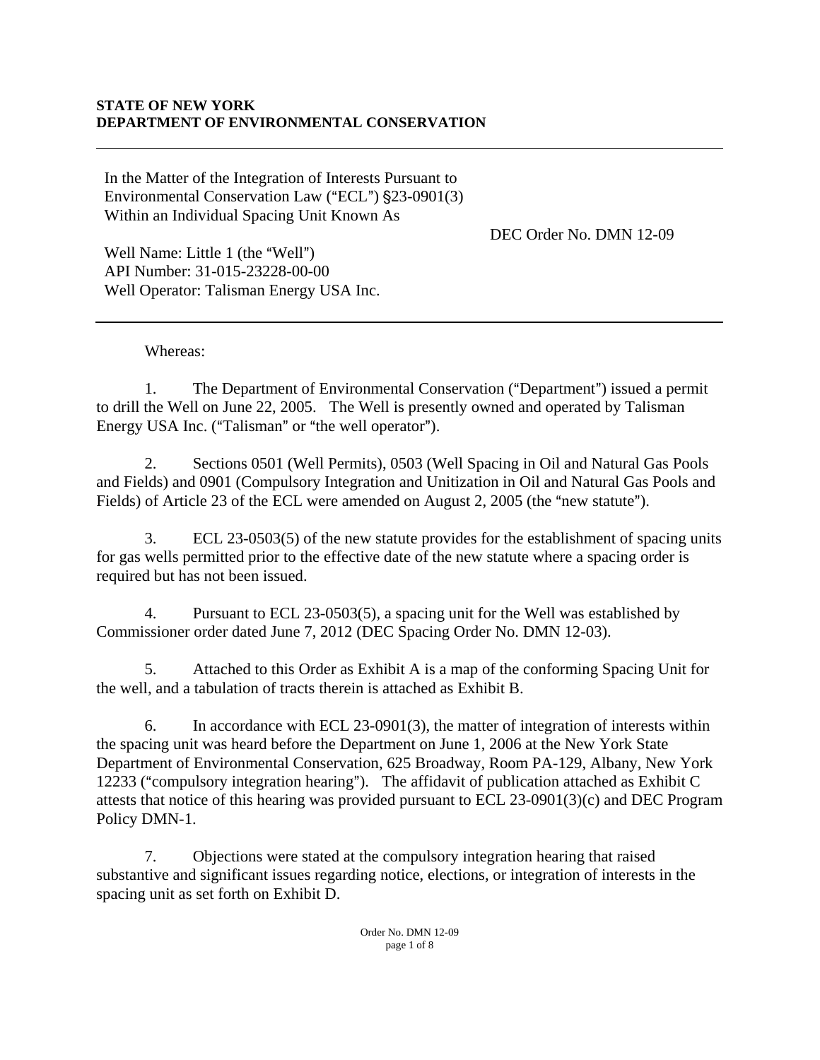**STATE OF NEW YORK**
**DEPARTMENT OF ENVIRONMENTAL CONSERVATION**

---

In the Matter of the Integration of Interests Pursuant to Environmental Conservation Law ("ECL") §23-0901(3) Within an Individual Spacing Unit Known As

DEC Order No. DMN 12-09

Well Name: Little 1 (the "Well")
API Number: 31-015-23228-00-00
Well Operator: Talisman Energy USA Inc.

---

Whereas:

1. The Department of Environmental Conservation ("Department") issued a permit to drill the Well on June 22, 2005. The Well is presently owned and operated by Talisman Energy USA Inc. ("Talisman" or "the well operator").

2. Sections 0501 (Well Permits), 0503 (Well Spacing in Oil and Natural Gas Pools and Fields) and 0901 (Compulsory Integration and Unitization in Oil and Natural Gas Pools and Fields) of Article 23 of the ECL were amended on August 2, 2005 (the "new statute").

3. ECL 23-0503(5) of the new statute provides for the establishment of spacing units for gas wells permitted prior to the effective date of the new statute where a spacing order is required but has not been issued.

4. Pursuant to ECL 23-0503(5), a spacing unit for the Well was established by Commissioner order dated June 7, 2012 (DEC Spacing Order No. DMN 12-03).

5. Attached to this Order as Exhibit A is a map of the conforming Spacing Unit for the well, and a tabulation of tracts therein is attached as Exhibit B.

6. In accordance with ECL 23-0901(3), the matter of integration of interests within the spacing unit was heard before the Department on June 1, 2006 at the New York State Department of Environmental Conservation, 625 Broadway, Room PA-129, Albany, New York 12233 ("compulsory integration hearing"). The affidavit of publication attached as Exhibit C attests that notice of this hearing was provided pursuant to ECL 23-0901(3)(c) and DEC Program Policy DMN-1.

7. Objections were stated at the compulsory integration hearing that raised substantive and significant issues regarding notice, elections, or integration of interests in the spacing unit as set forth on Exhibit D.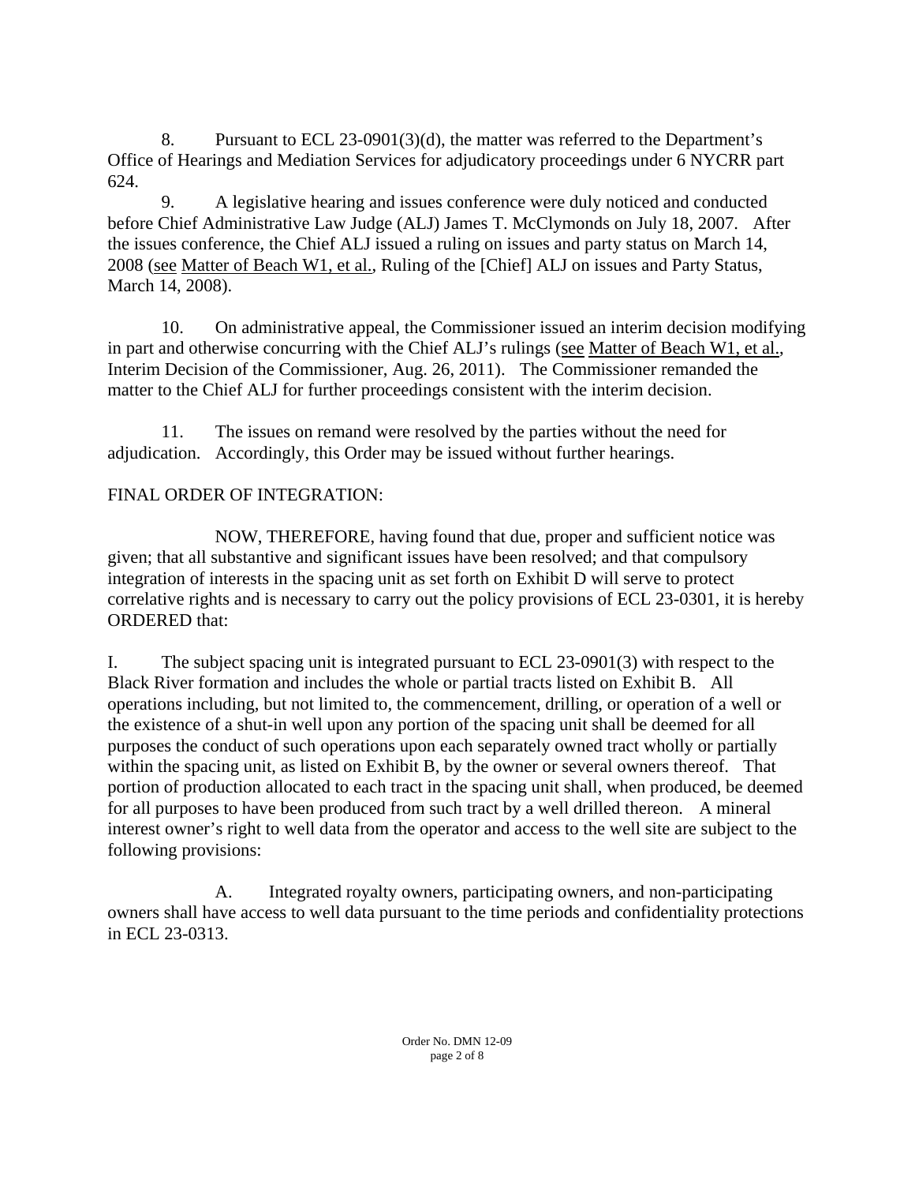8. Pursuant to ECL 23-0901(3)(d), the matter was referred to the Department's Office of Hearings and Mediation Services for adjudicatory proceedings under 6 NYCRR part 624.

9. A legislative hearing and issues conference were duly noticed and conducted before Chief Administrative Law Judge (ALJ) James T. McClymonds on July 18, 2007. After the issues conference, the Chief ALJ issued a ruling on issues and party status on March 14, 2008 (see Matter of Beach W1, et al., Ruling of the [Chief] ALJ on issues and Party Status, March 14, 2008).

10. On administrative appeal, the Commissioner issued an interim decision modifying in part and otherwise concurring with the Chief ALJ's rulings (see Matter of Beach W1, et al., Interim Decision of the Commissioner, Aug. 26, 2011). The Commissioner remanded the matter to the Chief ALJ for further proceedings consistent with the interim decision.

11. The issues on remand were resolved by the parties without the need for adjudication. Accordingly, this Order may be issued without further hearings.

FINAL ORDER OF INTEGRATION:

NOW, THEREFORE, having found that due, proper and sufficient notice was given; that all substantive and significant issues have been resolved; and that compulsory integration of interests in the spacing unit as set forth on Exhibit D will serve to protect correlative rights and is necessary to carry out the policy provisions of ECL 23-0301, it is hereby ORDERED that:

I. The subject spacing unit is integrated pursuant to ECL 23-0901(3) with respect to the Black River formation and includes the whole or partial tracts listed on Exhibit B. All operations including, but not limited to, the commencement, drilling, or operation of a well or the existence of a shut-in well upon any portion of the spacing unit shall be deemed for all purposes the conduct of such operations upon each separately owned tract wholly or partially within the spacing unit, as listed on Exhibit B, by the owner or several owners thereof. That portion of production allocated to each tract in the spacing unit shall, when produced, be deemed for all purposes to have been produced from such tract by a well drilled thereon. A mineral interest owner's right to well data from the operator and access to the well site are subject to the following provisions:

A. Integrated royalty owners, participating owners, and non-participating owners shall have access to well data pursuant to the time periods and confidentiality protections in ECL 23-0313.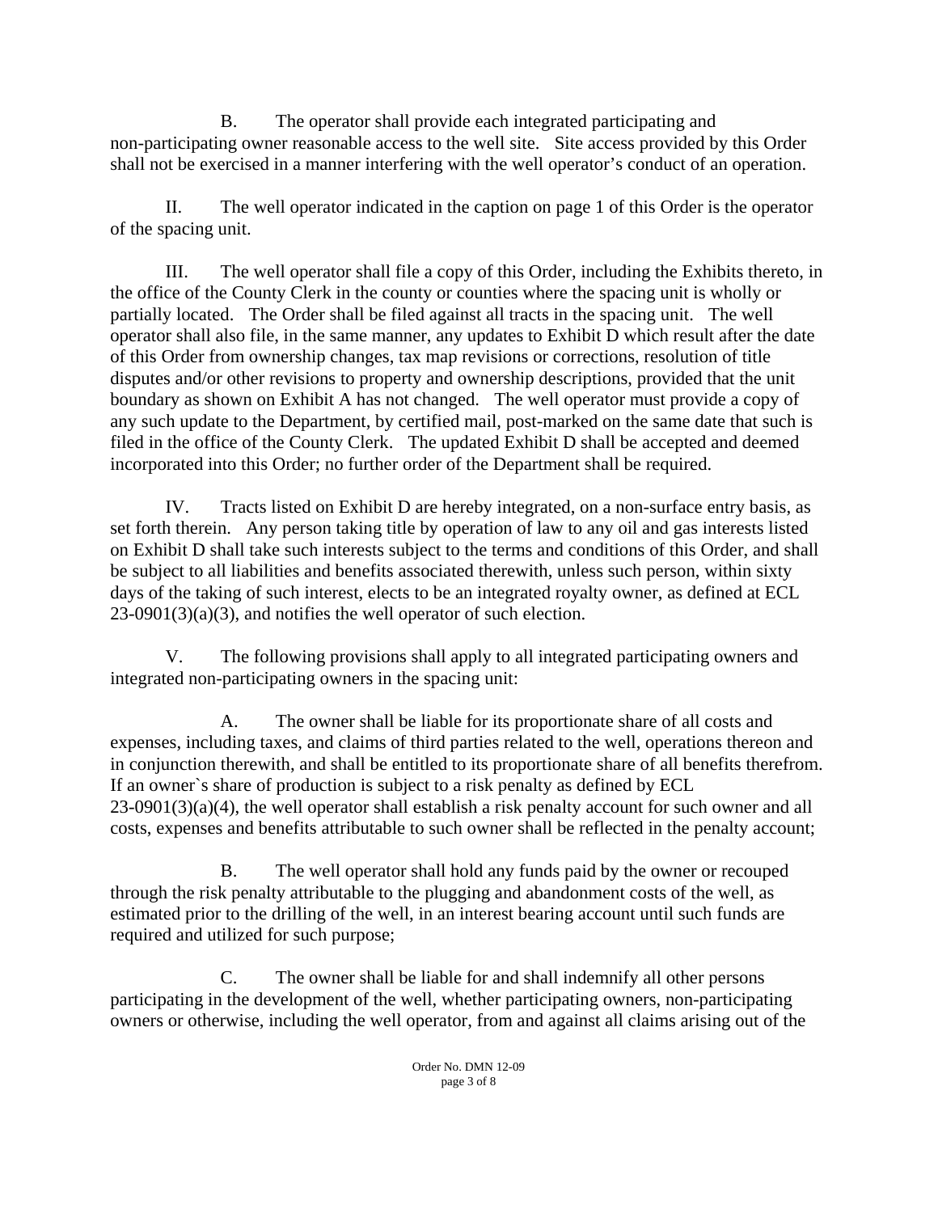B. The operator shall provide each integrated participating and non-participating owner reasonable access to the well site. Site access provided by this Order shall not be exercised in a manner interfering with the well operator's conduct of an operation.

II. The well operator indicated in the caption on page 1 of this Order is the operator of the spacing unit.

III. The well operator shall file a copy of this Order, including the Exhibits thereto, in the office of the County Clerk in the county or counties where the spacing unit is wholly or partially located. The Order shall be filed against all tracts in the spacing unit. The well operator shall also file, in the same manner, any updates to Exhibit D which result after the date of this Order from ownership changes, tax map revisions or corrections, resolution of title disputes and/or other revisions to property and ownership descriptions, provided that the unit boundary as shown on Exhibit A has not changed. The well operator must provide a copy of any such update to the Department, by certified mail, post-marked on the same date that such is filed in the office of the County Clerk. The updated Exhibit D shall be accepted and deemed incorporated into this Order; no further order of the Department shall be required.

IV. Tracts listed on Exhibit D are hereby integrated, on a non-surface entry basis, as set forth therein. Any person taking title by operation of law to any oil and gas interests listed on Exhibit D shall take such interests subject to the terms and conditions of this Order, and shall be subject to all liabilities and benefits associated therewith, unless such person, within sixty days of the taking of such interest, elects to be an integrated royalty owner, as defined at ECL 23-0901(3)(a)(3), and notifies the well operator of such election.

V. The following provisions shall apply to all integrated participating owners and integrated non-participating owners in the spacing unit:

A. The owner shall be liable for its proportionate share of all costs and expenses, including taxes, and claims of third parties related to the well, operations thereon and in conjunction therewith, and shall be entitled to its proportionate share of all benefits therefrom. If an owner`s share of production is subject to a risk penalty as defined by ECL 23-0901(3)(a)(4), the well operator shall establish a risk penalty account for such owner and all costs, expenses and benefits attributable to such owner shall be reflected in the penalty account;

B. The well operator shall hold any funds paid by the owner or recouped through the risk penalty attributable to the plugging and abandonment costs of the well, as estimated prior to the drilling of the well, in an interest bearing account until such funds are required and utilized for such purpose;

C. The owner shall be liable for and shall indemnify all other persons participating in the development of the well, whether participating owners, non-participating owners or otherwise, including the well operator, from and against all claims arising out of the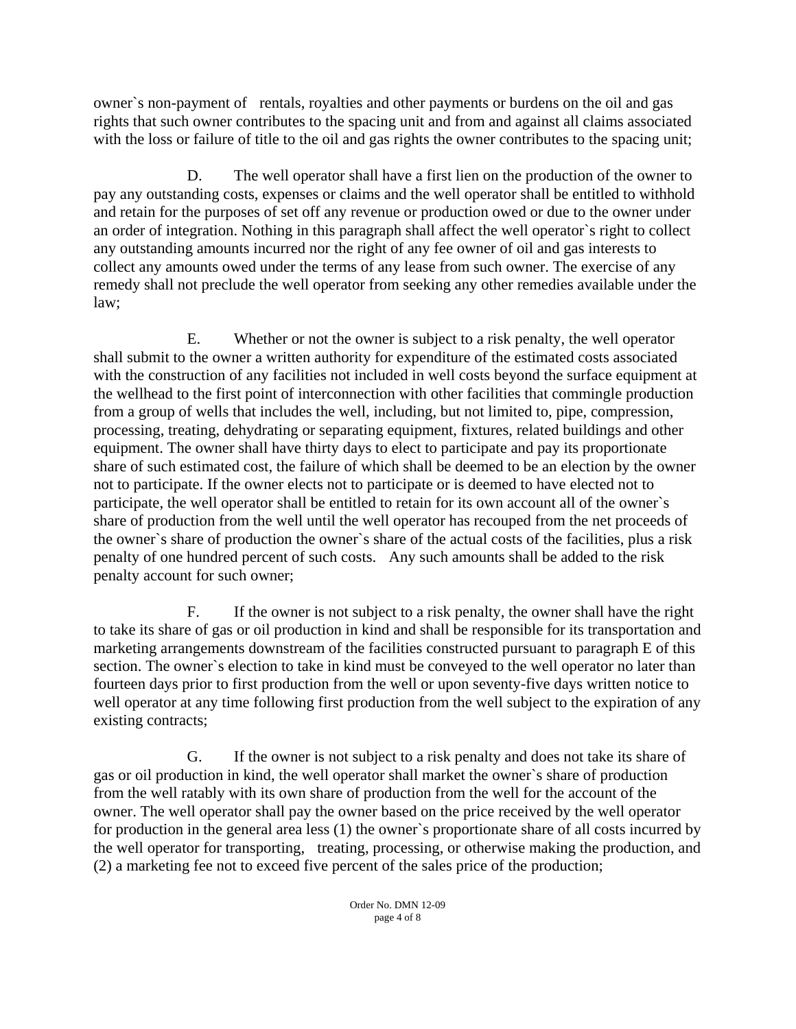owner`s non-payment of rentals, royalties and other payments or burdens on the oil and gas rights that such owner contributes to the spacing unit and from and against all claims associated with the loss or failure of title to the oil and gas rights the owner contributes to the spacing unit;

D. The well operator shall have a first lien on the production of the owner to pay any outstanding costs, expenses or claims and the well operator shall be entitled to withhold and retain for the purposes of set off any revenue or production owed or due to the owner under an order of integration. Nothing in this paragraph shall affect the well operator`s right to collect any outstanding amounts incurred nor the right of any fee owner of oil and gas interests to collect any amounts owed under the terms of any lease from such owner. The exercise of any remedy shall not preclude the well operator from seeking any other remedies available under the law;

E. Whether or not the owner is subject to a risk penalty, the well operator shall submit to the owner a written authority for expenditure of the estimated costs associated with the construction of any facilities not included in well costs beyond the surface equipment at the wellhead to the first point of interconnection with other facilities that commingle production from a group of wells that includes the well, including, but not limited to, pipe, compression, processing, treating, dehydrating or separating equipment, fixtures, related buildings and other equipment. The owner shall have thirty days to elect to participate and pay its proportionate share of such estimated cost, the failure of which shall be deemed to be an election by the owner not to participate. If the owner elects not to participate or is deemed to have elected not to participate, the well operator shall be entitled to retain for its own account all of the owner`s share of production from the well until the well operator has recouped from the net proceeds of the owner`s share of production the owner`s share of the actual costs of the facilities, plus a risk penalty of one hundred percent of such costs. Any such amounts shall be added to the risk penalty account for such owner;

F. If the owner is not subject to a risk penalty, the owner shall have the right to take its share of gas or oil production in kind and shall be responsible for its transportation and marketing arrangements downstream of the facilities constructed pursuant to paragraph E of this section. The owner`s election to take in kind must be conveyed to the well operator no later than fourteen days prior to first production from the well or upon seventy-five days written notice to well operator at any time following first production from the well subject to the expiration of any existing contracts;

G. If the owner is not subject to a risk penalty and does not take its share of gas or oil production in kind, the well operator shall market the owner`s share of production from the well ratably with its own share of production from the well for the account of the owner. The well operator shall pay the owner based on the price received by the well operator for production in the general area less (1) the owner`s proportionate share of all costs incurred by the well operator for transporting, treating, processing, or otherwise making the production, and (2) a marketing fee not to exceed five percent of the sales price of the production;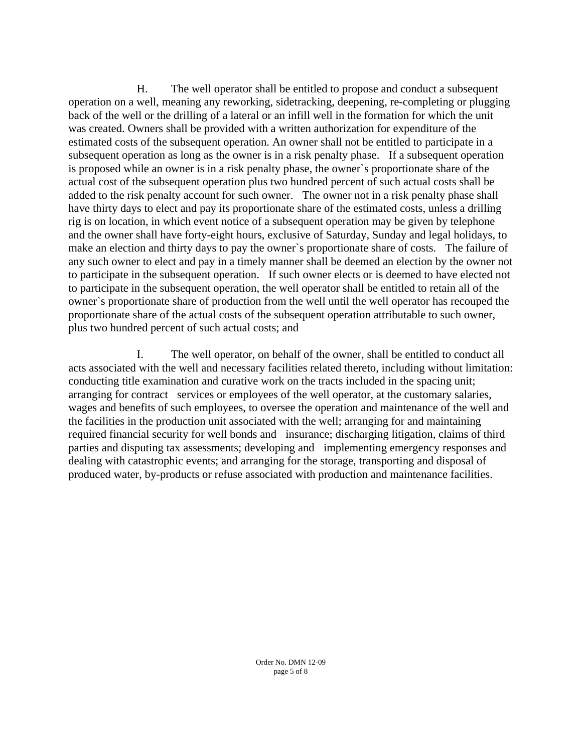H. The well operator shall be entitled to propose and conduct a subsequent operation on a well, meaning any reworking, sidetracking, deepening, re-completing or plugging back of the well or the drilling of a lateral or an infill well in the formation for which the unit was created. Owners shall be provided with a written authorization for expenditure of the estimated costs of the subsequent operation. An owner shall not be entitled to participate in a subsequent operation as long as the owner is in a risk penalty phase. If a subsequent operation is proposed while an owner is in a risk penalty phase, the owner`s proportionate share of the actual cost of the subsequent operation plus two hundred percent of such actual costs shall be added to the risk penalty account for such owner. The owner not in a risk penalty phase shall have thirty days to elect and pay its proportionate share of the estimated costs, unless a drilling rig is on location, in which event notice of a subsequent operation may be given by telephone and the owner shall have forty-eight hours, exclusive of Saturday, Sunday and legal holidays, to make an election and thirty days to pay the owner`s proportionate share of costs. The failure of any such owner to elect and pay in a timely manner shall be deemed an election by the owner not to participate in the subsequent operation. If such owner elects or is deemed to have elected not to participate in the subsequent operation, the well operator shall be entitled to retain all of the owner`s proportionate share of production from the well until the well operator has recouped the proportionate share of the actual costs of the subsequent operation attributable to such owner, plus two hundred percent of such actual costs; and

I. The well operator, on behalf of the owner, shall be entitled to conduct all acts associated with the well and necessary facilities related thereto, including without limitation: conducting title examination and curative work on the tracts included in the spacing unit; arranging for contract services or employees of the well operator, at the customary salaries, wages and benefits of such employees, to oversee the operation and maintenance of the well and the facilities in the production unit associated with the well; arranging for and maintaining required financial security for well bonds and insurance; discharging litigation, claims of third parties and disputing tax assessments; developing and implementing emergency responses and dealing with catastrophic events; and arranging for the storage, transporting and disposal of produced water, by-products or refuse associated with production and maintenance facilities.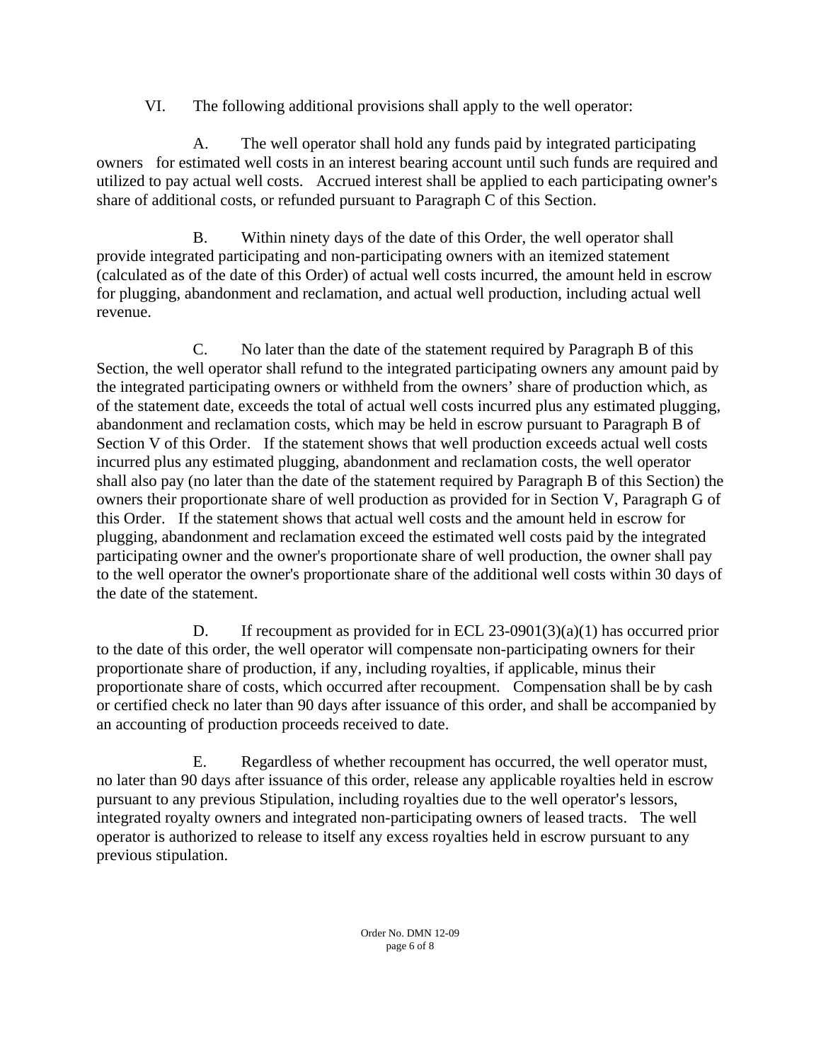VI. The following additional provisions shall apply to the well operator:

A. The well operator shall hold any funds paid by integrated participating owners for estimated well costs in an interest bearing account until such funds are required and utilized to pay actual well costs. Accrued interest shall be applied to each participating owner's share of additional costs, or refunded pursuant to Paragraph C of this Section.

B. Within ninety days of the date of this Order, the well operator shall provide integrated participating and non-participating owners with an itemized statement (calculated as of the date of this Order) of actual well costs incurred, the amount held in escrow for plugging, abandonment and reclamation, and actual well production, including actual well revenue.

C. No later than the date of the statement required by Paragraph B of this Section, the well operator shall refund to the integrated participating owners any amount paid by the integrated participating owners or withheld from the owners' share of production which, as of the statement date, exceeds the total of actual well costs incurred plus any estimated plugging, abandonment and reclamation costs, which may be held in escrow pursuant to Paragraph B of Section V of this Order. If the statement shows that well production exceeds actual well costs incurred plus any estimated plugging, abandonment and reclamation costs, the well operator shall also pay (no later than the date of the statement required by Paragraph B of this Section) the owners their proportionate share of well production as provided for in Section V, Paragraph G of this Order. If the statement shows that actual well costs and the amount held in escrow for plugging, abandonment and reclamation exceed the estimated well costs paid by the integrated participating owner and the owner's proportionate share of well production, the owner shall pay to the well operator the owner's proportionate share of the additional well costs within 30 days of the date of the statement.

D. If recoupment as provided for in ECL 23-0901(3)(a)(1) has occurred prior to the date of this order, the well operator will compensate non-participating owners for their proportionate share of production, if any, including royalties, if applicable, minus their proportionate share of costs, which occurred after recoupment. Compensation shall be by cash or certified check no later than 90 days after issuance of this order, and shall be accompanied by an accounting of production proceeds received to date.

E. Regardless of whether recoupment has occurred, the well operator must, no later than 90 days after issuance of this order, release any applicable royalties held in escrow pursuant to any previous Stipulation, including royalties due to the well operator's lessors, integrated royalty owners and integrated non-participating owners of leased tracts. The well operator is authorized to release to itself any excess royalties held in escrow pursuant to any previous stipulation.

Order No. DMN 12-09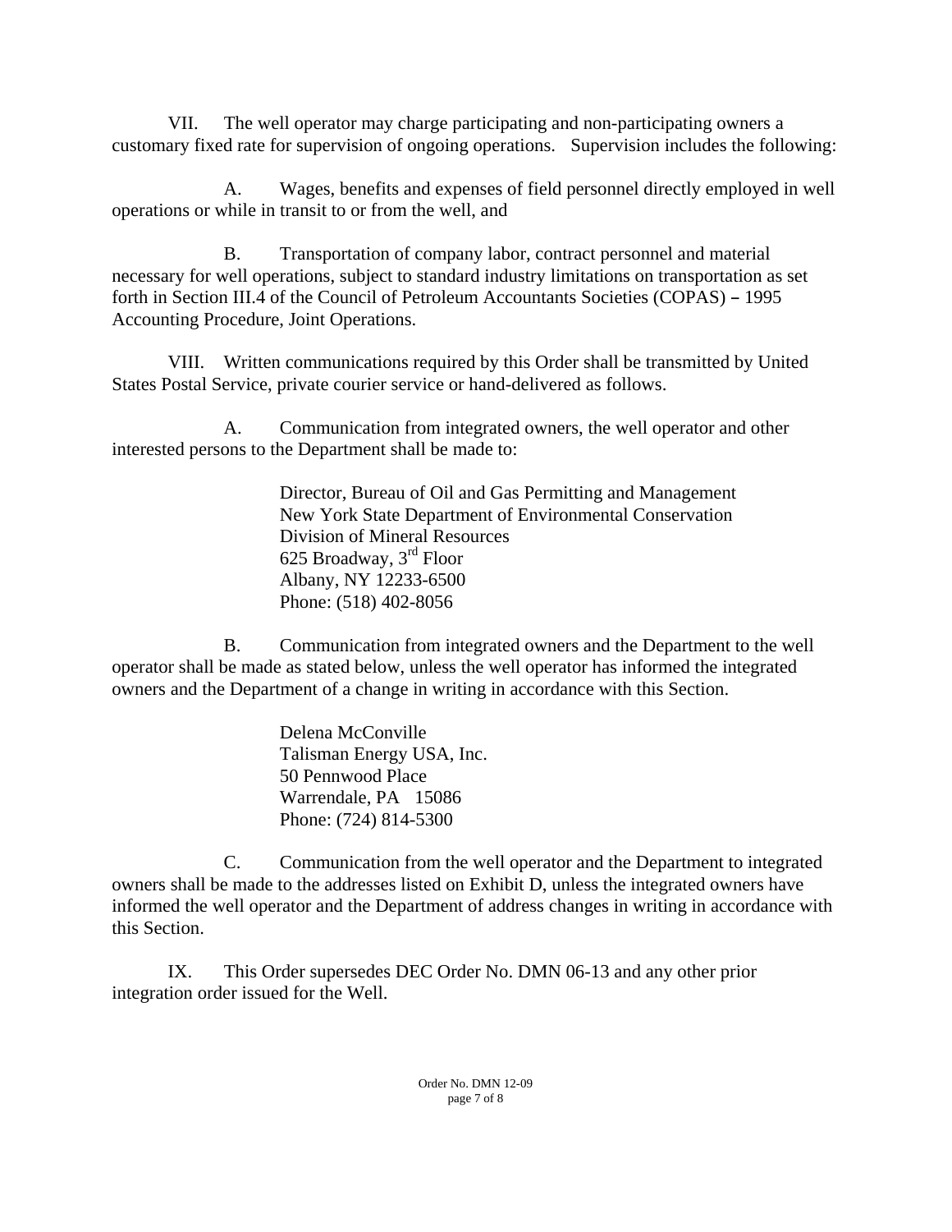VII. The well operator may charge participating and non-participating owners a customary fixed rate for supervision of ongoing operations. Supervision includes the following:

A. Wages, benefits and expenses of field personnel directly employed in well operations or while in transit to or from the well, and

B. Transportation of company labor, contract personnel and material necessary for well operations, subject to standard industry limitations on transportation as set forth in Section III.4 of the Council of Petroleum Accountants Societies (COPAS) – 1995 Accounting Procedure, Joint Operations.

VIII. Written communications required by this Order shall be transmitted by United States Postal Service, private courier service or hand-delivered as follows.

A. Communication from integrated owners, the well operator and other interested persons to the Department shall be made to:

Director, Bureau of Oil and Gas Permitting and Management
New York State Department of Environmental Conservation
Division of Mineral Resources
625 Broadway, 3rd Floor
Albany, NY 12233-6500
Phone: (518) 402-8056

B. Communication from integrated owners and the Department to the well operator shall be made as stated below, unless the well operator has informed the integrated owners and the Department of a change in writing in accordance with this Section.

Delena McConville
Talisman Energy USA, Inc.
50 Pennwood Place
Warrendale, PA 15086
Phone: (724) 814-5300

C. Communication from the well operator and the Department to integrated owners shall be made to the addresses listed on Exhibit D, unless the integrated owners have informed the well operator and the Department of address changes in writing in accordance with this Section.

IX. This Order supersedes DEC Order No. DMN 06-13 and any other prior integration order issued for the Well.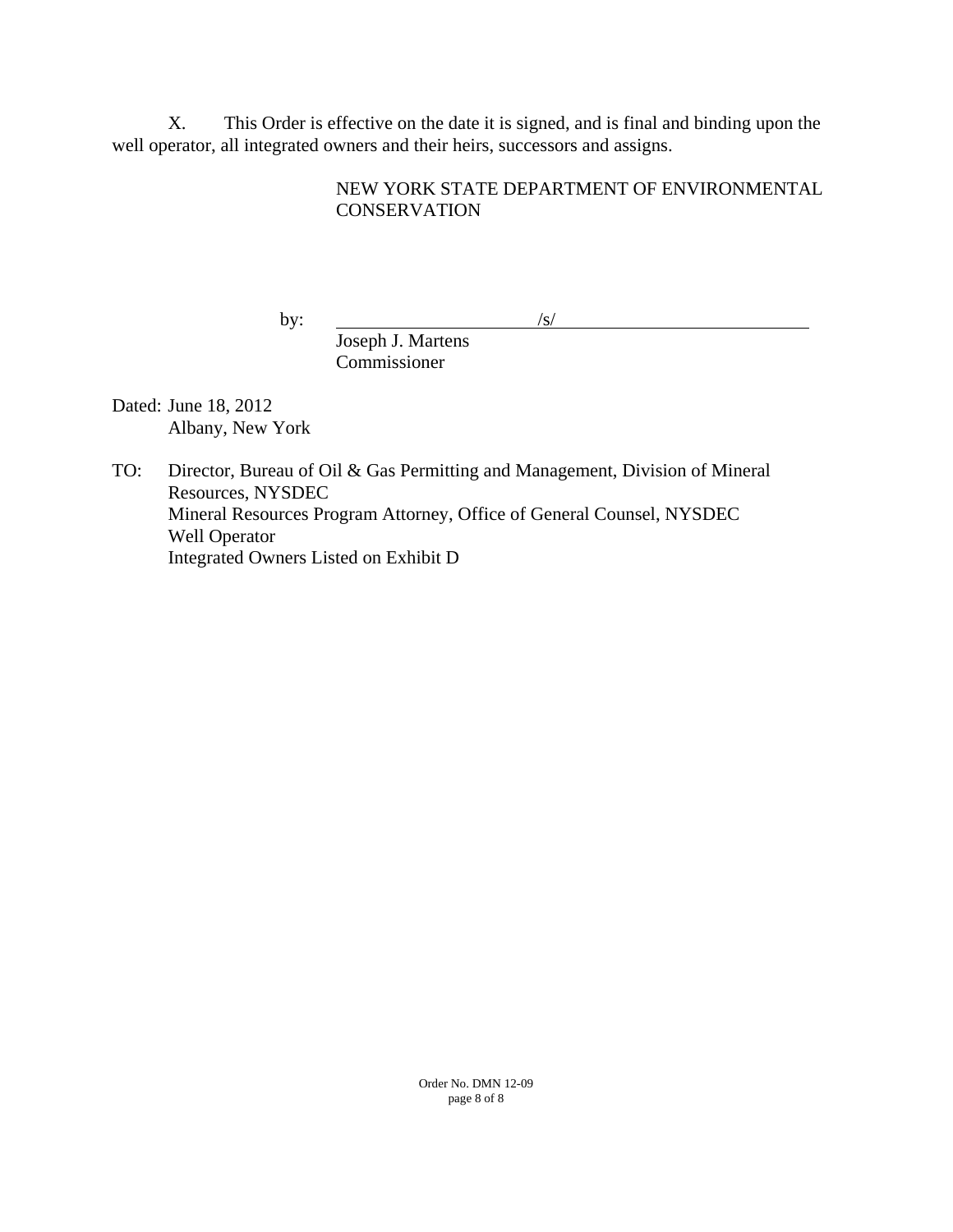X. This Order is effective on the date it is signed, and is final and binding upon the well operator, all integrated owners and their heirs, successors and assigns.

NEW YORK STATE DEPARTMENT OF ENVIRONMENTAL CONSERVATION

by: /s/
Joseph J. Martens
Commissioner

Dated: June 18, 2012
Albany, New York

TO: Director, Bureau of Oil & Gas Permitting and Management, Division of Mineral Resources, NYSDEC
Mineral Resources Program Attorney, Office of General Counsel, NYSDEC
Well Operator
Integrated Owners Listed on Exhibit D